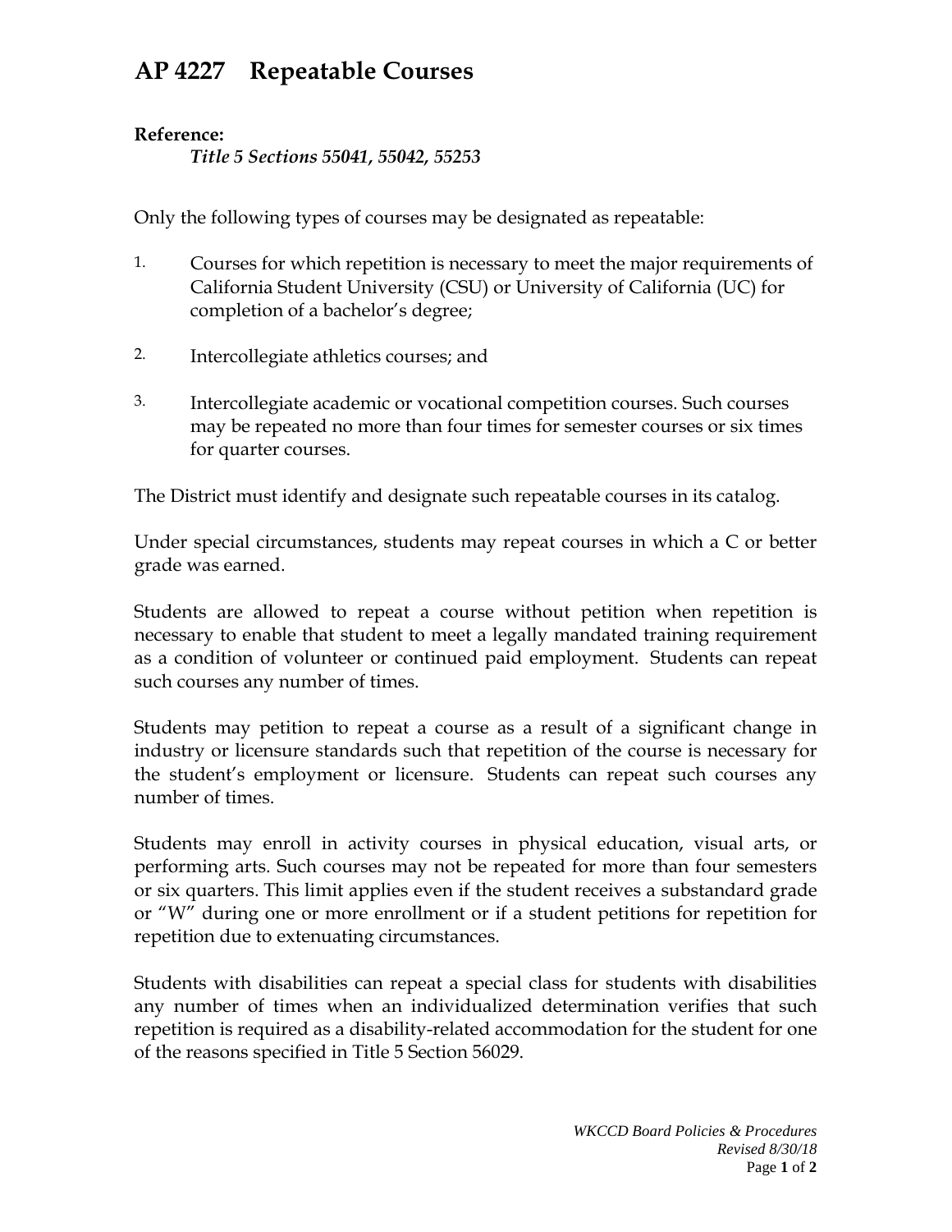# AP 4227 Repeatable Courses

**Reference:**

*Title 5 Sections 55041, 55042, 55253*

Only the following types of courses may be designated as repeatable:

1. Courses for which repetition is necessary to meet the major requirements of California Student University (CSU) or University of California (UC) for completion of a bachelor's degree;
2. Intercollegiate athletics courses; and
3. Intercollegiate academic or vocational competition courses. Such courses may be repeated no more than four times for semester courses or six times for quarter courses.

The District must identify and designate such repeatable courses in its catalog.

Under special circumstances, students may repeat courses in which a C or better grade was earned.

Students are allowed to repeat a course without petition when repetition is necessary to enable that student to meet a legally mandated training requirement as a condition of volunteer or continued paid employment. Students can repeat such courses any number of times.

Students may petition to repeat a course as a result of a significant change in industry or licensure standards such that repetition of the course is necessary for the student's employment or licensure. Students can repeat such courses any number of times.

Students may enroll in activity courses in physical education, visual arts, or performing arts. Such courses may not be repeated for more than four semesters or six quarters. This limit applies even if the student receives a substandard grade or "W" during one or more enrollment or if a student petitions for repetition for repetition due to extenuating circumstances.

Students with disabilities can repeat a special class for students with disabilities any number of times when an individualized determination verifies that such repetition is required as a disability-related accommodation for the student for one of the reasons specified in Title 5 Section 56029.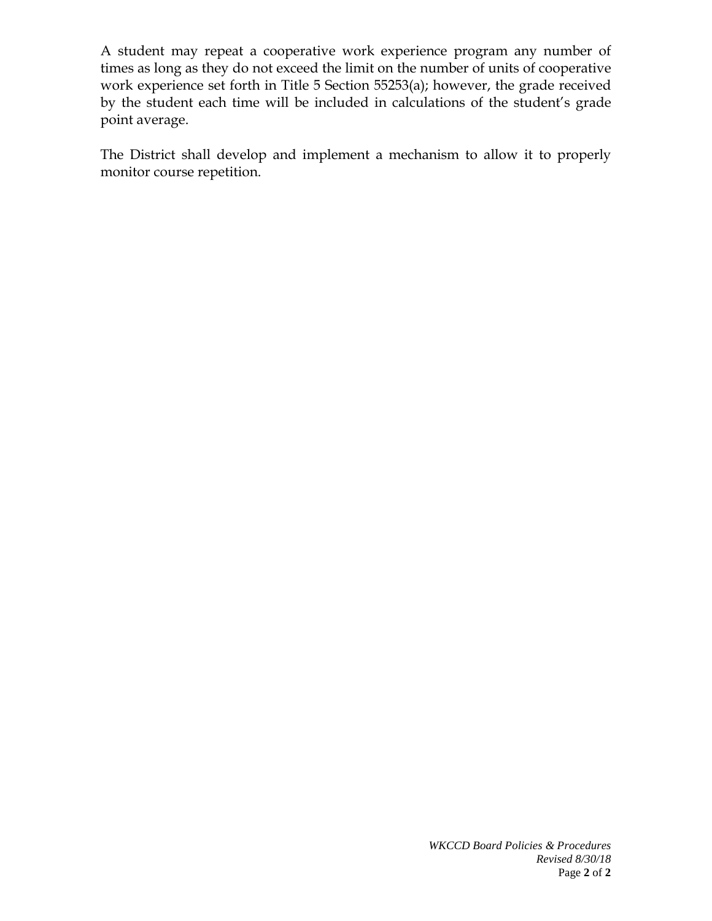A student may repeat a cooperative work experience program any number of times as long as they do not exceed the limit on the number of units of cooperative work experience set forth in Title 5 Section 55253(a); however, the grade received by the student each time will be included in calculations of the student's grade point average.

The District shall develop and implement a mechanism to allow it to properly monitor course repetition.